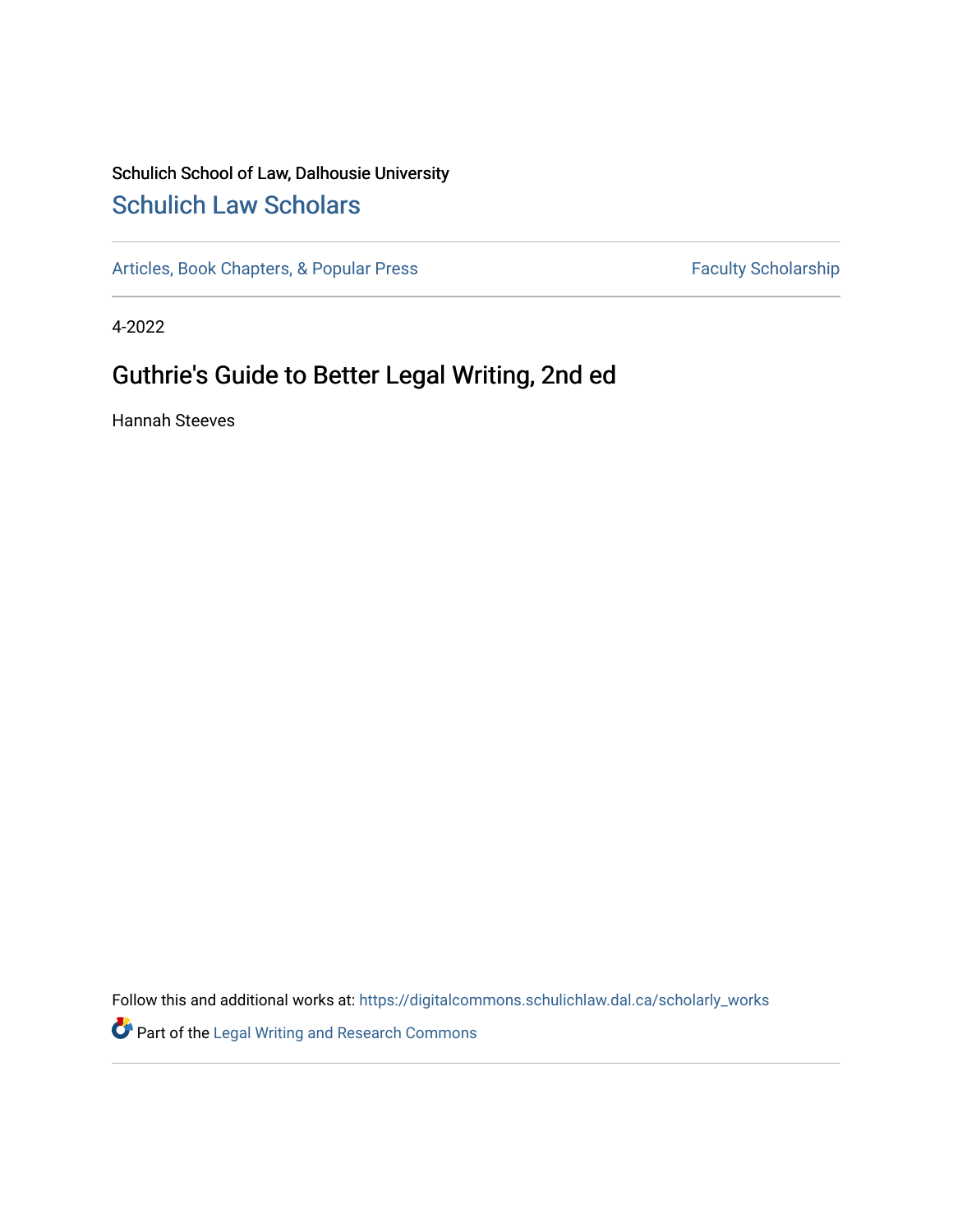Schulich School of Law, Dalhousie University

## Schulich Law Scholars

Articles, Book Chapters, & Popular Press | Faculty Scholarship

4-2022

# Guthrie's Guide to Better Legal Writing, 2nd ed

Hannah Steeves

Follow this and additional works at: https://digitalcommons.schulichlaw.dal.ca/scholarly_works

Part of the Legal Writing and Research Commons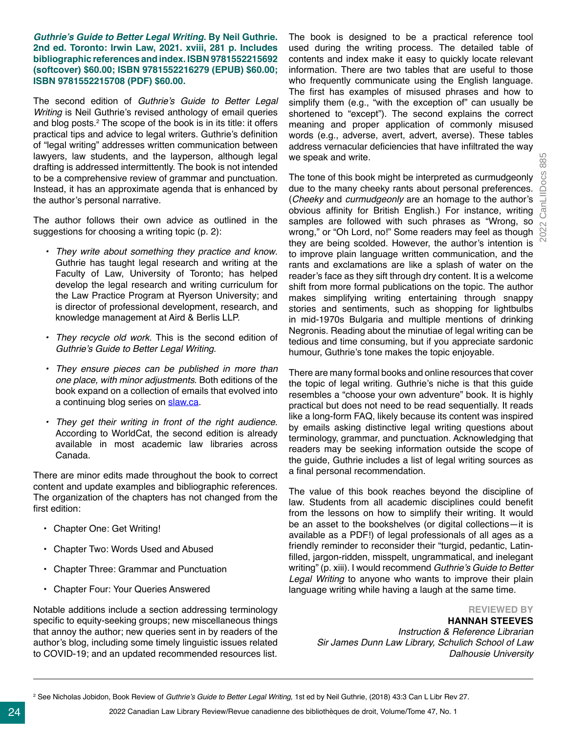**_Guthrie's Guide to Better Legal Writing_. By Neil Guthrie. 2nd ed. Toronto: Irwin Law, 2021. xviii, 281 p. Includes bibliographic references and index. ISBN 9781552215692 (softcover) $60.00; ISBN 9781552216279 (EPUB) $60.00; ISBN 9781552215708 (PDF) $60.00.**

The second edition of *Guthrie's Guide to Better Legal Writing* is Neil Guthrie's revised anthology of email queries and blog posts.[2] The scope of the book is in its title: it offers practical tips and advice to legal writers. Guthrie's definition of "legal writing" addresses written communication between lawyers, law students, and the layperson, although legal drafting is addressed intermittently. The book is not intended to be a comprehensive review of grammar and punctuation. Instead, it has an approximate agenda that is enhanced by the author's personal narrative.

The author follows their own advice as outlined in the suggestions for choosing a writing topic (p. 2):

- *They write about something they practice and know*. Guthrie has taught legal research and writing at the Faculty of Law, University of Toronto; has helped develop the legal research and writing curriculum for the Law Practice Program at Ryerson University; and is director of professional development, research, and knowledge management at Aird & Berlis LLP.
- *They recycle old work*. This is the second edition of *Guthrie's Guide to Better Legal Writing*.
- *They ensure pieces can be published in more than one place, with minor adjustments*. Both editions of the book expand on a collection of emails that evolved into a continuing blog series on slaw.ca.
- *They get their writing in front of the right audience*. According to WorldCat, the second edition is already available in most academic law libraries across Canada.

There are minor edits made throughout the book to correct content and update examples and bibliographic references. The organization of the chapters has not changed from the first edition:

- Chapter One: Get Writing!
- Chapter Two: Words Used and Abused
- Chapter Three: Grammar and Punctuation
- Chapter Four: Your Queries Answered

Notable additions include a section addressing terminology specific to equity-seeking groups; new miscellaneous things that annoy the author; new queries sent in by readers of the author's blog, including some timely linguistic issues related to COVID-19; and an updated recommended resources list.

The book is designed to be a practical reference tool used during the writing process. The detailed table of contents and index make it easy to quickly locate relevant information. There are two tables that are useful to those who frequently communicate using the English language. The first has examples of misused phrases and how to simplify them (e.g., "with the exception of" can usually be shortened to "except"). The second explains the correct meaning and proper application of commonly misused words (e.g., adverse, avert, advert, averse). These tables address vernacular deficiencies that have infiltrated the way we speak and write.

The tone of this book might be interpreted as curmudgeonly due to the many cheeky rants about personal preferences. (*Cheeky* and *curmudgeonly* are an homage to the author's obvious affinity for British English.) For instance, writing samples are followed with such phrases as "Wrong, so wrong," or "Oh Lord, no!" Some readers may feel as though they are being scolded. However, the author's intention is to improve plain language written communication, and the rants and exclamations are like a splash of water on the reader's face as they sift through dry content. It is a welcome shift from more formal publications on the topic. The author makes simplifying writing entertaining through snappy stories and sentiments, such as shopping for lightbulbs in mid-1970s Bulgaria and multiple mentions of drinking Negronis. Reading about the minutiae of legal writing can be tedious and time consuming, but if you appreciate sardonic humour, Guthrie's tone makes the topic enjoyable.

There are many formal books and online resources that cover the topic of legal writing. Guthrie's niche is that this guide resembles a "choose your own adventure" book. It is highly practical but does not need to be read sequentially. It reads like a long-form FAQ, likely because its content was inspired by emails asking distinctive legal writing questions about terminology, grammar, and punctuation. Acknowledging that readers may be seeking information outside the scope of the guide, Guthrie includes a list of legal writing sources as a final personal recommendation.

The value of this book reaches beyond the discipline of law. Students from all academic disciplines could benefit from the lessons on how to simplify their writing. It would be an asset to the bookshelves (or digital collections—it is available as a PDF!) of legal professionals of all ages as a friendly reminder to reconsider their "turgid, pedantic, Latin-filled, jargon-ridden, misspelt, ungrammatical, and inelegant writing" (p. xiii). I would recommend *Guthrie's Guide to Better Legal Writing* to anyone who wants to improve their plain language writing while having a laugh at the same time.

REVIEWED BY
**HANNAH STEEVES**
*Instruction & Reference Librarian*
*Sir James Dunn Law Library, Schulich School of Law*
*Dalhousie University*

---

[2] See Nicholas Jobidon, Book Review of *Guthrie's Guide to Better Legal Writing*, 1st ed by Neil Guthrie, (2018) 43:3 Can L Libr Rev 27.